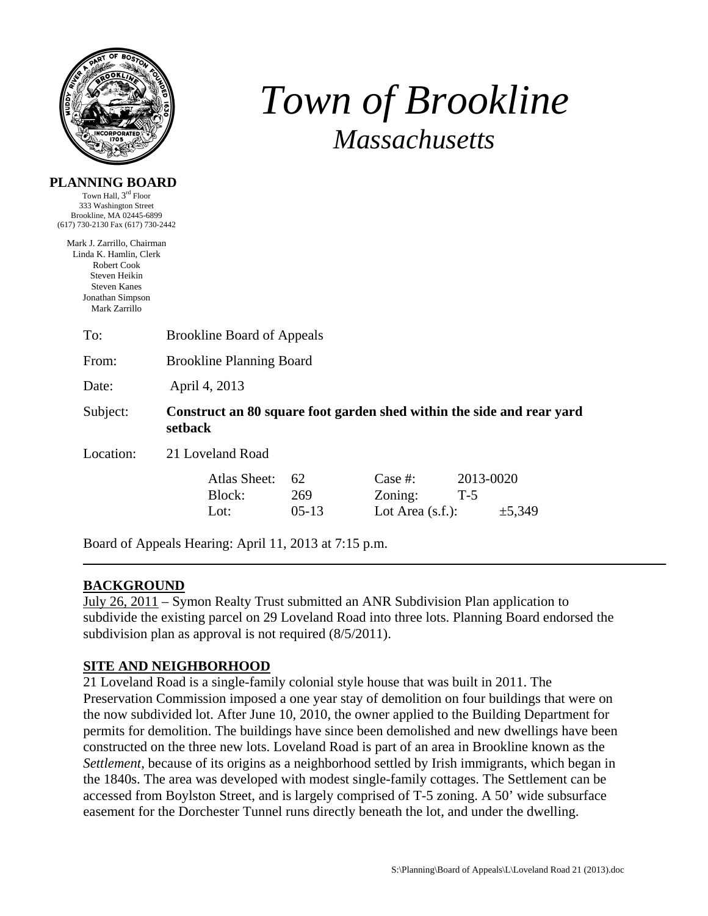# Town of Brookline

## *Massachusetts*

**PLANNING BOARD**

Town Hall, 3rd Floor
333 Washington Street
Brookline, MA 02445-6899
(617) 730-2130 Fax (617) 730-2442

Mark J. Zarrillo, Chairman
Linda K. Hamlin, Clerk
Robert Cook
Steven Heikin
Steven Kanes
Jonathan Simpson
Mark Zarrillo

To: Brookline Board of Appeals

From: Brookline Planning Board

Date: April 4, 2013

Subject: **Construct an 80 square foot garden shed within the side and rear yard setback**

Location: 21 Loveland Road

| | | | |
|---|---|---|---|
| Atlas Sheet: | 62 | Case #: | 2013-0020 |
| Block: | 269 | Zoning: | T-5 |
| Lot: | 05-13 | Lot Area (s.f.): | ±5,349 |

Board of Appeals Hearing: April 11, 2013 at 7:15 p.m.

---

## BACKGROUND

July 26, 2011 – Symon Realty Trust submitted an ANR Subdivision Plan application to subdivide the existing parcel on 29 Loveland Road into three lots. Planning Board endorsed the subdivision plan as approval is not required (8/5/2011).

## SITE AND NEIGHBORHOOD

21 Loveland Road is a single-family colonial style house that was built in 2011. The Preservation Commission imposed a one year stay of demolition on four buildings that were on the now subdivided lot. After June 10, 2010, the owner applied to the Building Department for permits for demolition. The buildings have since been demolished and new dwellings have been constructed on the three new lots. Loveland Road is part of an area in Brookline known as the *Settlement*, because of its origins as a neighborhood settled by Irish immigrants, which began in the 1840s. The area was developed with modest single-family cottages. The Settlement can be accessed from Boylston Street, and is largely comprised of T-5 zoning. A 50' wide subsurface easement for the Dorchester Tunnel runs directly beneath the lot, and under the dwelling.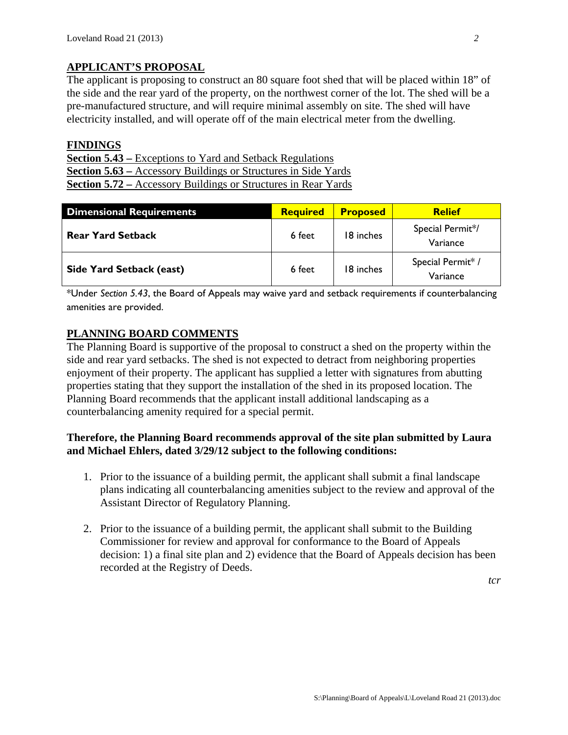## APPLICANT'S PROPOSAL

The applicant is proposing to construct an 80 square foot shed that will be placed within 18" of the side and the rear yard of the property, on the northwest corner of the lot. The shed will be a pre-manufactured structure, and will require minimal assembly on site. The shed will have electricity installed, and will operate off of the main electrical meter from the dwelling.

## FINDINGS

**Section 5.43 –** Exceptions to Yard and Setback Regulations
**Section 5.63 –** Accessory Buildings or Structures in Side Yards
**Section 5.72 –** Accessory Buildings or Structures in Rear Yards

| Dimensional Requirements | Required | Proposed | Relief |
|---|---|---|---|
| **Rear Yard Setback** | 6 feet | 18 inches | Special Permit*/ Variance |
| **Side Yard Setback (east)** | 6 feet | 18 inches | Special Permit* / Variance |

*Under *Section 5.43*, the Board of Appeals may waive yard and setback requirements if counterbalancing amenities are provided.

## PLANNING BOARD COMMENTS

The Planning Board is supportive of the proposal to construct a shed on the property within the side and rear yard setbacks. The shed is not expected to detract from neighboring properties enjoyment of their property. The applicant has supplied a letter with signatures from abutting properties stating that they support the installation of the shed in its proposed location. The Planning Board recommends that the applicant install additional landscaping as a counterbalancing amenity required for a special permit.

**Therefore, the Planning Board recommends approval of the site plan submitted by Laura and Michael Ehlers, dated 3/29/12 subject to the following conditions:**

1. Prior to the issuance of a building permit, the applicant shall submit a final landscape plans indicating all counterbalancing amenities subject to the review and approval of the Assistant Director of Regulatory Planning.

2. Prior to the issuance of a building permit, the applicant shall submit to the Building Commissioner for review and approval for conformance to the Board of Appeals decision: 1) a final site plan and 2) evidence that the Board of Appeals decision has been recorded at the Registry of Deeds.

*tcr*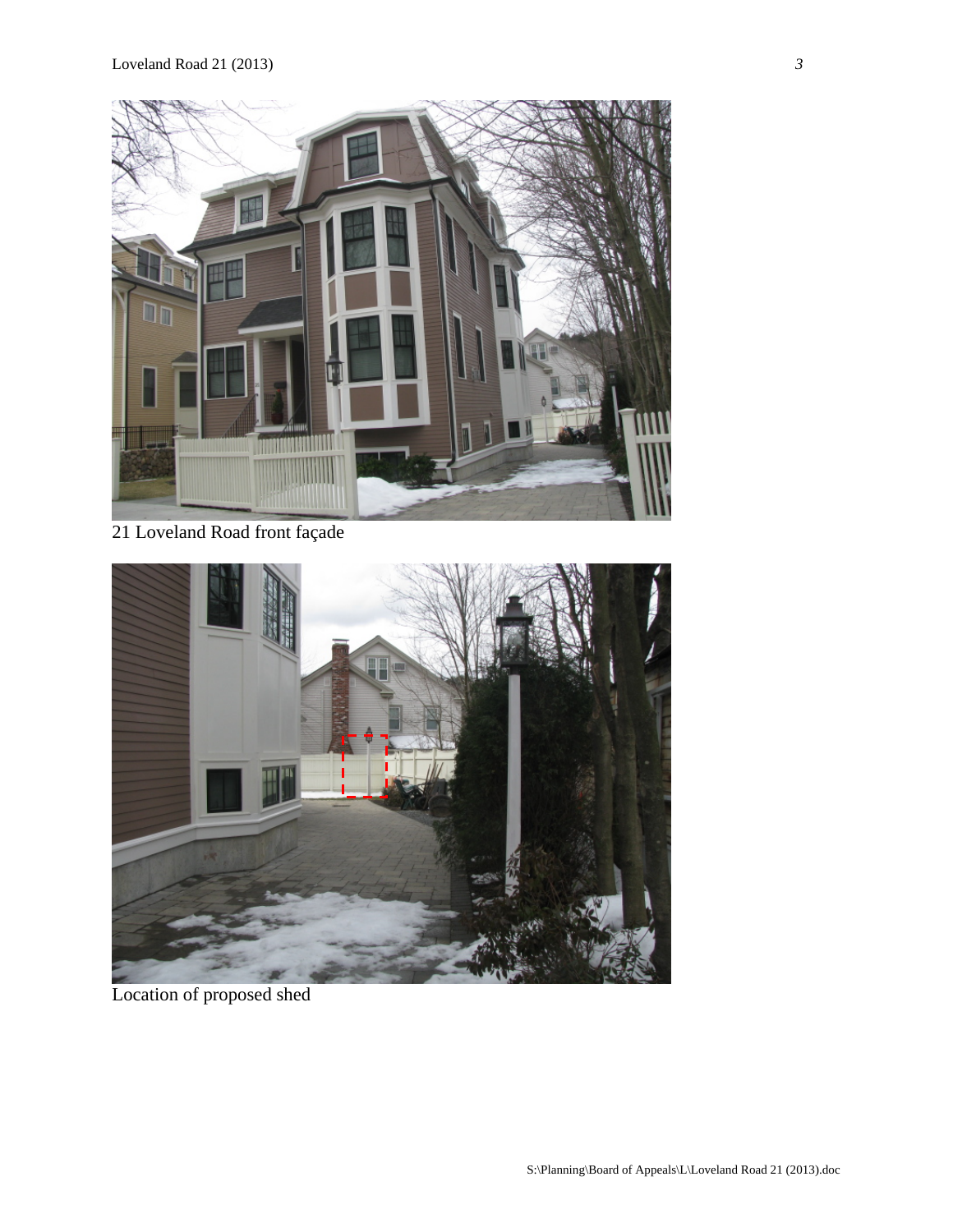21 Loveland Road front façade

Location of proposed shed